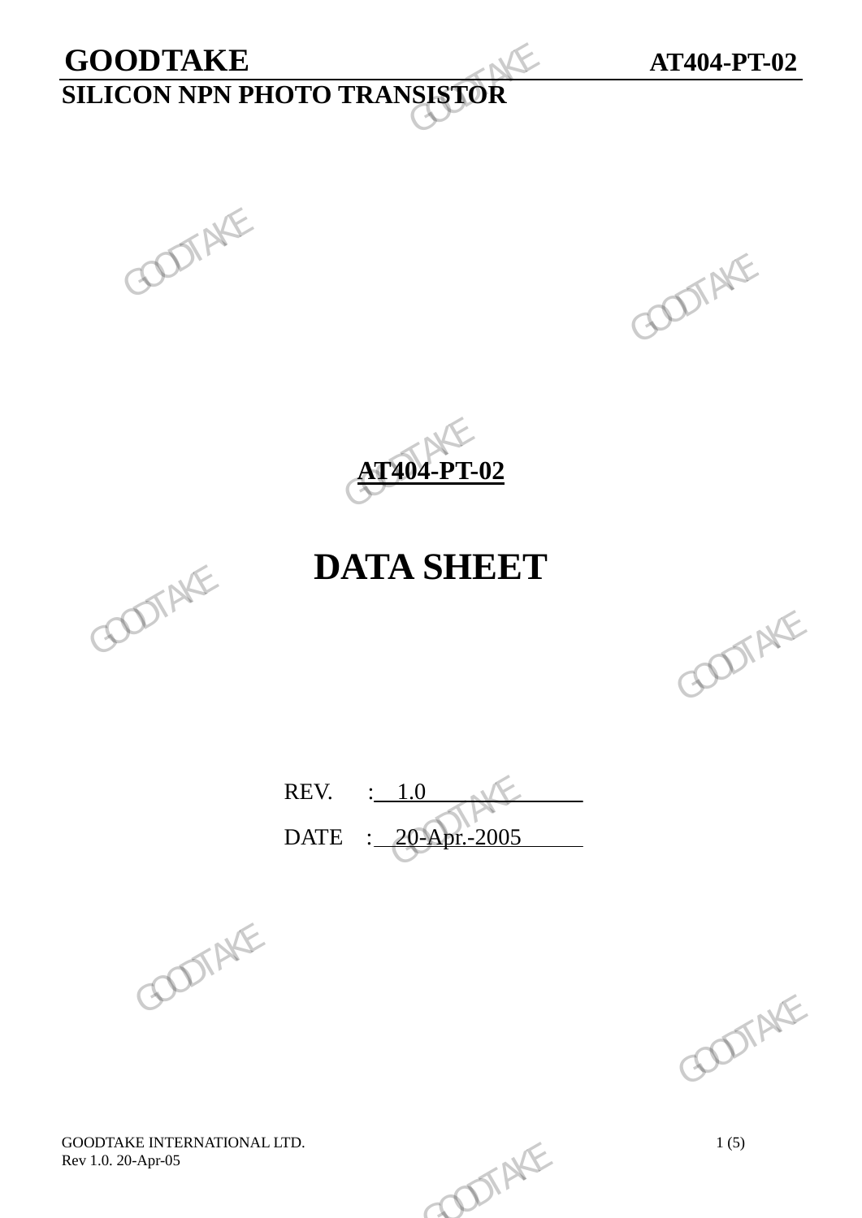**GOODTAKE** **AT404-PT-02**

**SILICON NPN PHOTO TRANSISTOR**

# AT404-PT-02

# DATA SHEET

REV. : 1.0

DATE : 20-Apr.-2005

GOODTAKE INTERNATIONAL LTD.
Rev 1.0. 20-Apr-05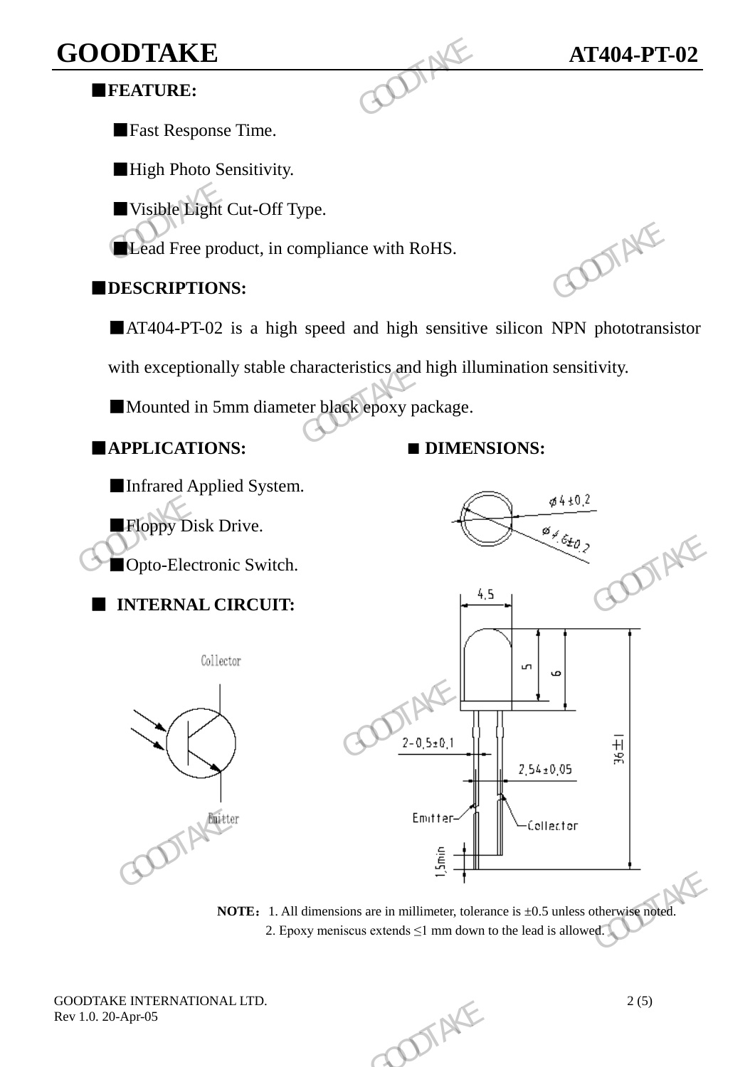## ■FEATURE:

■Fast Response Time.

■High Photo Sensitivity.

■Visible Light Cut-Off Type.

■Lead Free product, in compliance with RoHS.

## ■DESCRIPTIONS:

■AT404-PT-02 is a high speed and high sensitive silicon NPN phototransistor with exceptionally stable characteristics and high illumination sensitivity.

■Mounted in 5mm diameter black epoxy package.

## ■APPLICATIONS:

■Infrared Applied System.

■Floppy Disk Drive.

■Opto-Electronic Switch.

## ■ INTERNAL CIRCUIT:

Collector

Emitter

## ■ DIMENSIONS:

Ø4±0.2

Ø4.6±0.2

4.5

5

6

36±1

2-0.5±0.1

2.54±0.05

Emitter

Collector

1.5min

**NOTE：**1. All dimensions are in millimeter, tolerance is ±0.5 unless otherwise noted.
2. Epoxy meniscus extends ≤1 mm down to the lead is allowed.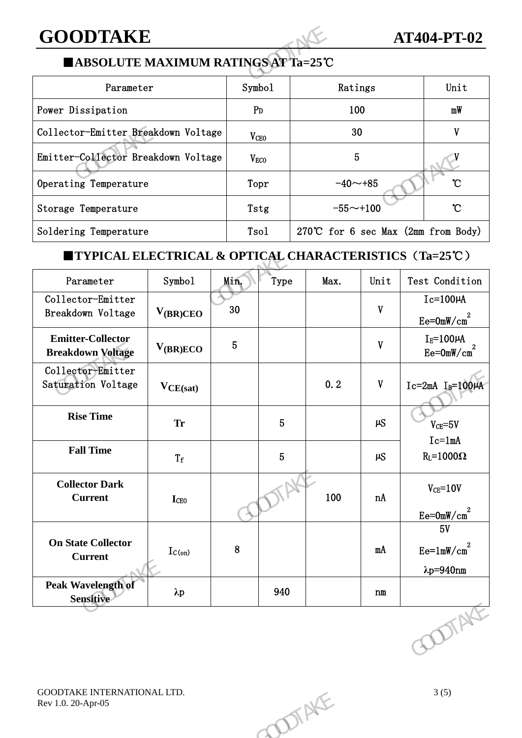## ■ABSOLUTE MAXIMUM RATINGS AT Ta=25℃

| Parameter | Symbol | Ratings | Unit |
|---|---|---|---|
| Power Dissipation | $P_D$ | 100 | mW |
| Collector-Emitter Breakdown Voltage | $V_{CEO}$ | 30 | V |
| Emitter-Collector Breakdown Voltage | $V_{ECO}$ | 5 | V |
| Operating Temperature | Topr | -40～+85 | ℃ |
| Storage Temperature | Tstg | -55～+100 | ℃ |
| Soldering Temperature | Tsol | 270℃ for 6 sec Max (2mm from Body) | |

## ■TYPICAL ELECTRICAL & OPTICAL CHARACTERISTICS（Ta=25℃）

| Parameter | Symbol | Min. | Type | Max. | Unit | Test Condition |
|---|---|---|---|---|---|---|
| Collector-Emitter Breakdown Voltage | $V_{(BR)CEO}$ | 30 | | | V | Ic=100μA Ee=0mW/cm$^2$ |
| **Emitter-Collector Breakdown Voltage** | $V_{(BR)ECO}$ | 5 | | | V | $I_E$=100μA Ee=0mW/cm$^2$ |
| Collector-Emitter Saturation Voltage | $V_{CE(sat)}$ | | | 0.2 | V | Ic=2mA $I_B$=100μA |
| **Rise Time** | **Tr** | | 5 | | μS | $V_{CE}$=5V Ic=1mA $R_L$=1000Ω |
| **Fall Time** | $T_f$ | | 5 | | μS | |
| **Collector Dark Current** | $I_{CEO}$ | | | 100 | nA | $V_{CE}$=10V Ee=0mW/cm$^2$ |
| **On State Collector Current** | $I_{C(on)}$ | 8 | | | mA | 5V Ee=1mW/cm$^2$ λp=940nm |
| **Peak Wavelength of Sensitive** | λp | | 940 | | nm | |

GOODTAKE INTERNATIONAL LTD.
Rev 1.0. 20-Apr-05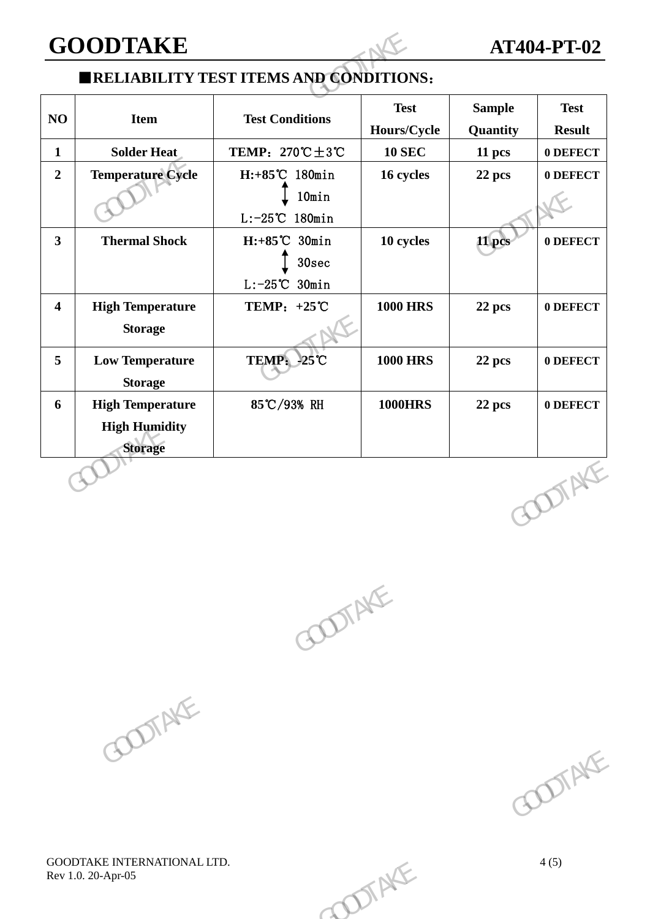## ■RELIABILITY TEST ITEMS AND CONDITIONS：

| NO | Item | Test Conditions | Test Hours/Cycle | Sample Quantity | Test Result |
|---|---|---|---|---|---|
| 1 | Solder Heat | TEMP：270℃±3℃ | 10 SEC | 11 pcs | 0 DEFECT |
| 2 | Temperature Cycle | H:+85℃ 180min ↕ 10min L:-25℃ 180min | 16 cycles | 22 pcs | 0 DEFECT |
| 3 | Thermal Shock | H:+85℃ 30min ↕ 30sec L:-25℃ 30min | 10 cycles | 11 pcs | 0 DEFECT |
| 4 | High Temperature Storage | TEMP：+25℃ | 1000 HRS | 22 pcs | 0 DEFECT |
| 5 | Low Temperature Storage | TEMP：-25℃ | 1000 HRS | 22 pcs | 0 DEFECT |
| 6 | High Temperature High Humidity Storage | 85℃/93% RH | 1000HRS | 22 pcs | 0 DEFECT |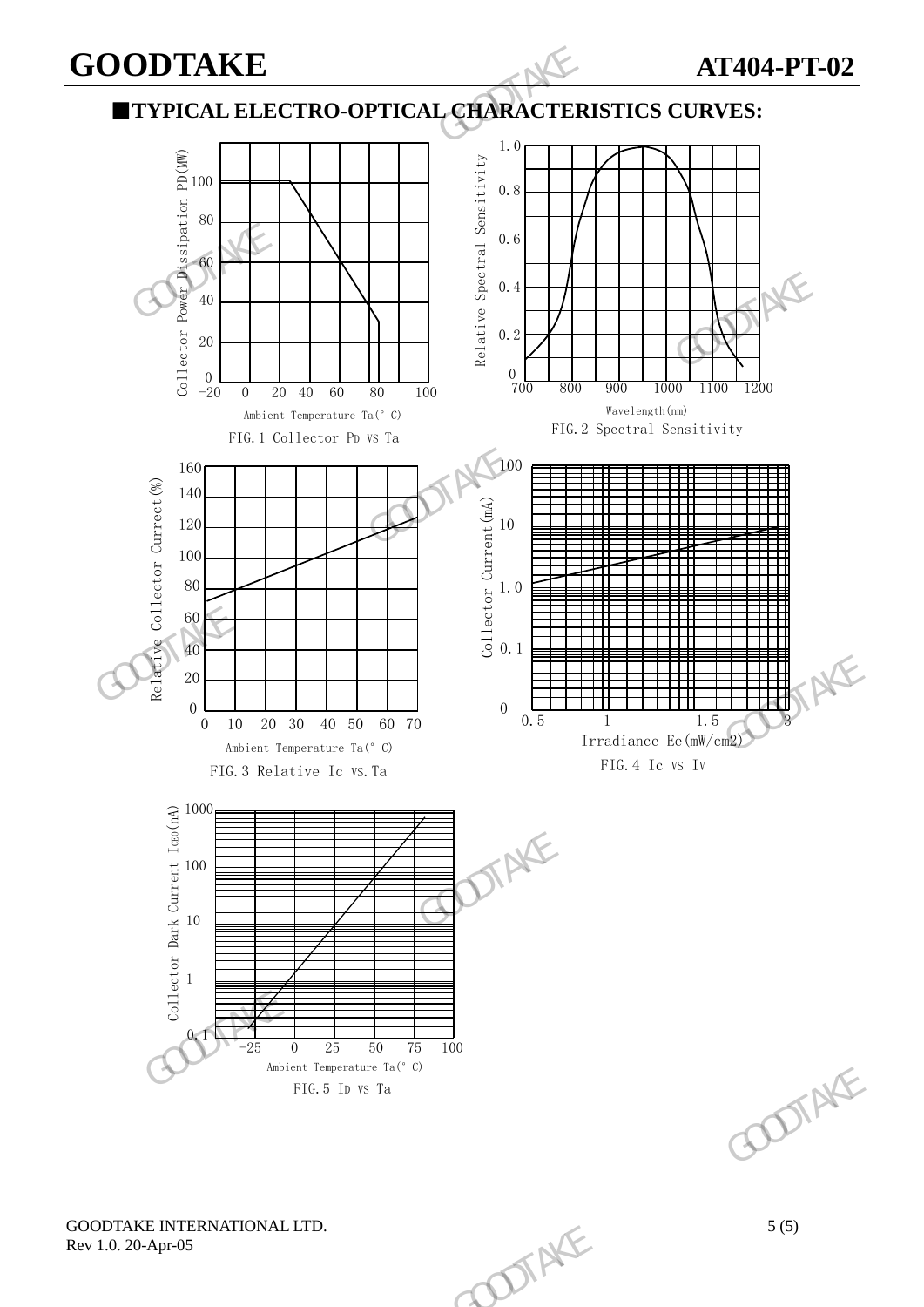## TYPICAL ELECTRO-OPTICAL CHARACTERISTICS CURVES:

Collector Power Dissipation PD(MW)
100
80
60
40
20
0
-20 0 20 40 60 80 100
Ambient Temperature Ta(° C)

FIG.1 Collector PD VS Ta

Relative Spectral Sensitivity
1.0
0.8
0.6
0.4
0.2
0
700 800 900 1000 1100 1200
Wavelength(nm)

FIG.2 Spectral Sensitivity

Relative Collector Currect(%)
160
140
120
100
80
60
40
20
0
0 10 20 30 40 50 60 70
Ambient Temperature Ta(° C)

FIG.3 Relative Ic VS.Ta

Collector Current(mA)
100
10
1.0
0.1
0
0.5 1 1.5 3
Irradiance Ee(mW/cm2)

FIG.4 Ic VS IV

Collector Dark Current ICEO(nA)
1000
100
10
1
0.1
-25 0 25 50 75 100
Ambient Temperature Ta(° C)

FIG.5 ID VS Ta

GOODTAKE INTERNATIONAL LTD.
Rev 1.0. 20-Apr-05